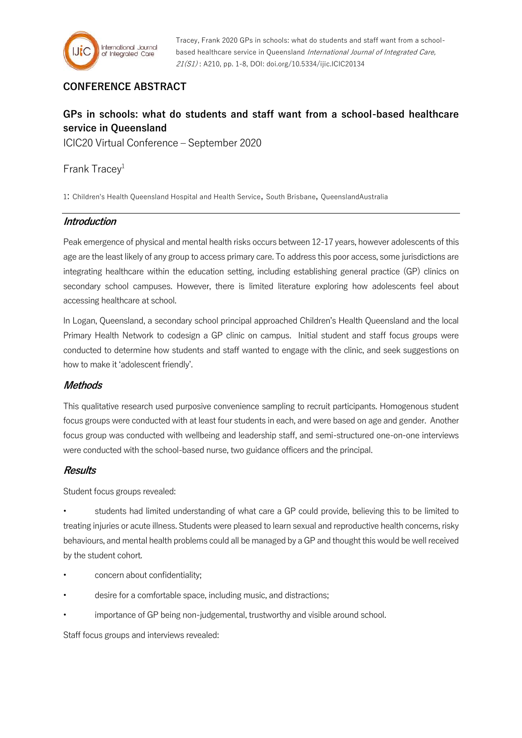Tracey, Frank 2020 GPs in schools: what do students and staff want from a school-based healthcare service in Queensland *International Journal of Integrated Care, 21(S1)* : A210, pp. 1-8, DOI: doi.org/10.5334/ijic.ICIC20134

## CONFERENCE ABSTRACT

# GPs in schools: what do students and staff want from a school-based healthcare service in Queensland

ICIC20 Virtual Conference – September 2020

Frank Tracey[1]

1: Children's Health Queensland Hospital and Health Service, South Brisbane, QueenslandAustralia

## *Introduction*

Peak emergence of physical and mental health risks occurs between 12-17 years, however adolescents of this age are the least likely of any group to access primary care. To address this poor access, some jurisdictions are integrating healthcare within the education setting, including establishing general practice (GP) clinics on secondary school campuses. However, there is limited literature exploring how adolescents feel about accessing healthcare at school.

In Logan, Queensland, a secondary school principal approached Children's Health Queensland and the local Primary Health Network to codesign a GP clinic on campus. Initial student and staff focus groups were conducted to determine how students and staff wanted to engage with the clinic, and seek suggestions on how to make it 'adolescent friendly'.

## *Methods*

This qualitative research used purposive convenience sampling to recruit participants. Homogenous student focus groups were conducted with at least four students in each, and were based on age and gender. Another focus group was conducted with wellbeing and leadership staff, and semi-structured one-on-one interviews were conducted with the school-based nurse, two guidance officers and the principal.

## *Results*

Student focus groups revealed:

- students had limited understanding of what care a GP could provide, believing this to be limited to treating injuries or acute illness. Students were pleased to learn sexual and reproductive health concerns, risky behaviours, and mental health problems could all be managed by a GP and thought this would be well received by the student cohort.
- concern about confidentiality;
- desire for a comfortable space, including music, and distractions;
- importance of GP being non-judgemental, trustworthy and visible around school.

Staff focus groups and interviews revealed: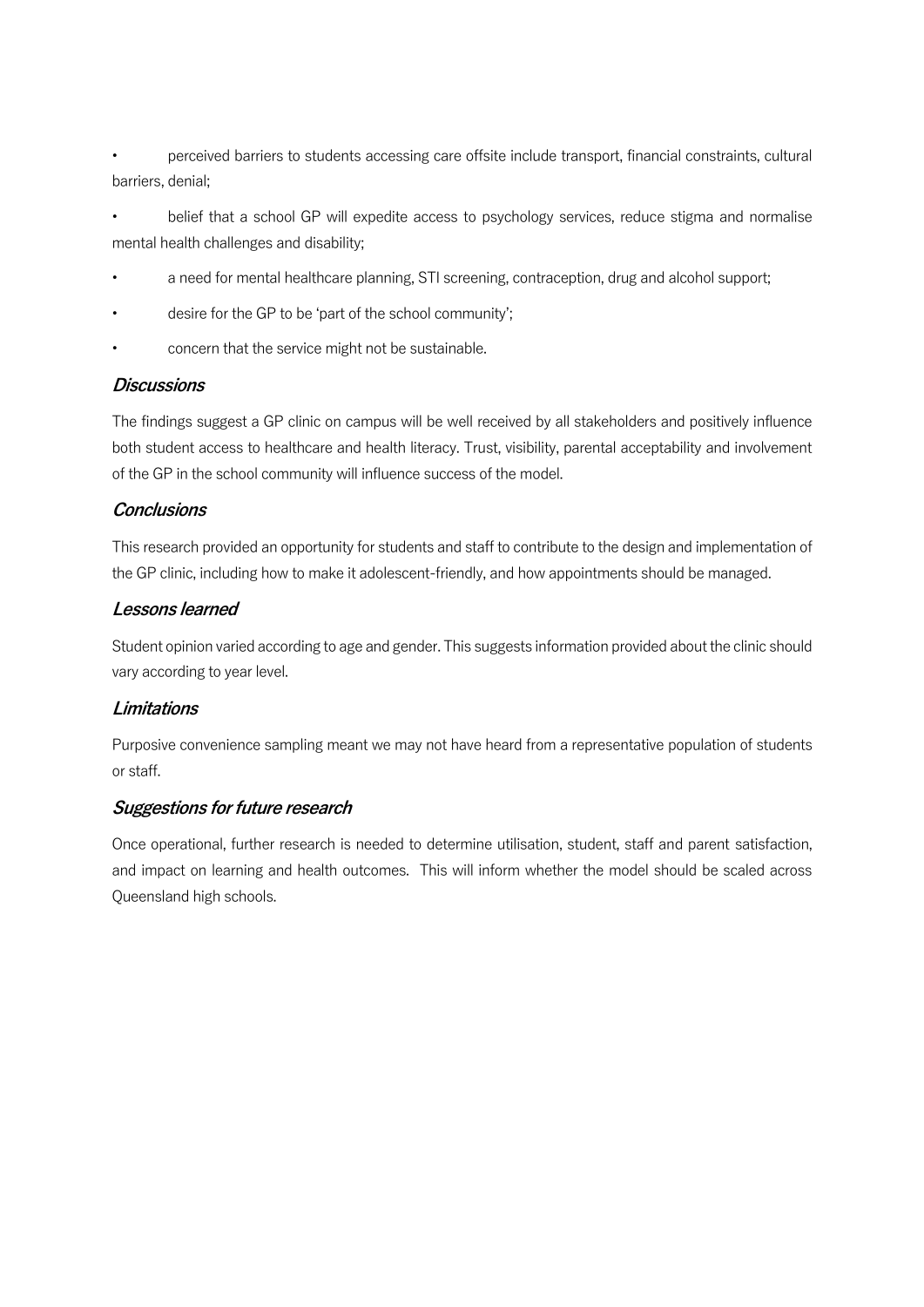- perceived barriers to students accessing care offsite include transport, financial constraints, cultural barriers, denial;
- belief that a school GP will expedite access to psychology services, reduce stigma and normalise mental health challenges and disability;
- a need for mental healthcare planning, STI screening, contraception, drug and alcohol support;
- desire for the GP to be 'part of the school community';
- concern that the service might not be sustainable.

### *Discussions*

The findings suggest a GP clinic on campus will be well received by all stakeholders and positively influence both student access to healthcare and health literacy. Trust, visibility, parental acceptability and involvement of the GP in the school community will influence success of the model.

### *Conclusions*

This research provided an opportunity for students and staff to contribute to the design and implementation of the GP clinic, including how to make it adolescent-friendly, and how appointments should be managed.

### *Lessons learned*

Student opinion varied according to age and gender. This suggests information provided about the clinic should vary according to year level.

### *Limitations*

Purposive convenience sampling meant we may not have heard from a representative population of students or staff.

### *Suggestions for future research*

Once operational, further research is needed to determine utilisation, student, staff and parent satisfaction, and impact on learning and health outcomes. This will inform whether the model should be scaled across Queensland high schools.